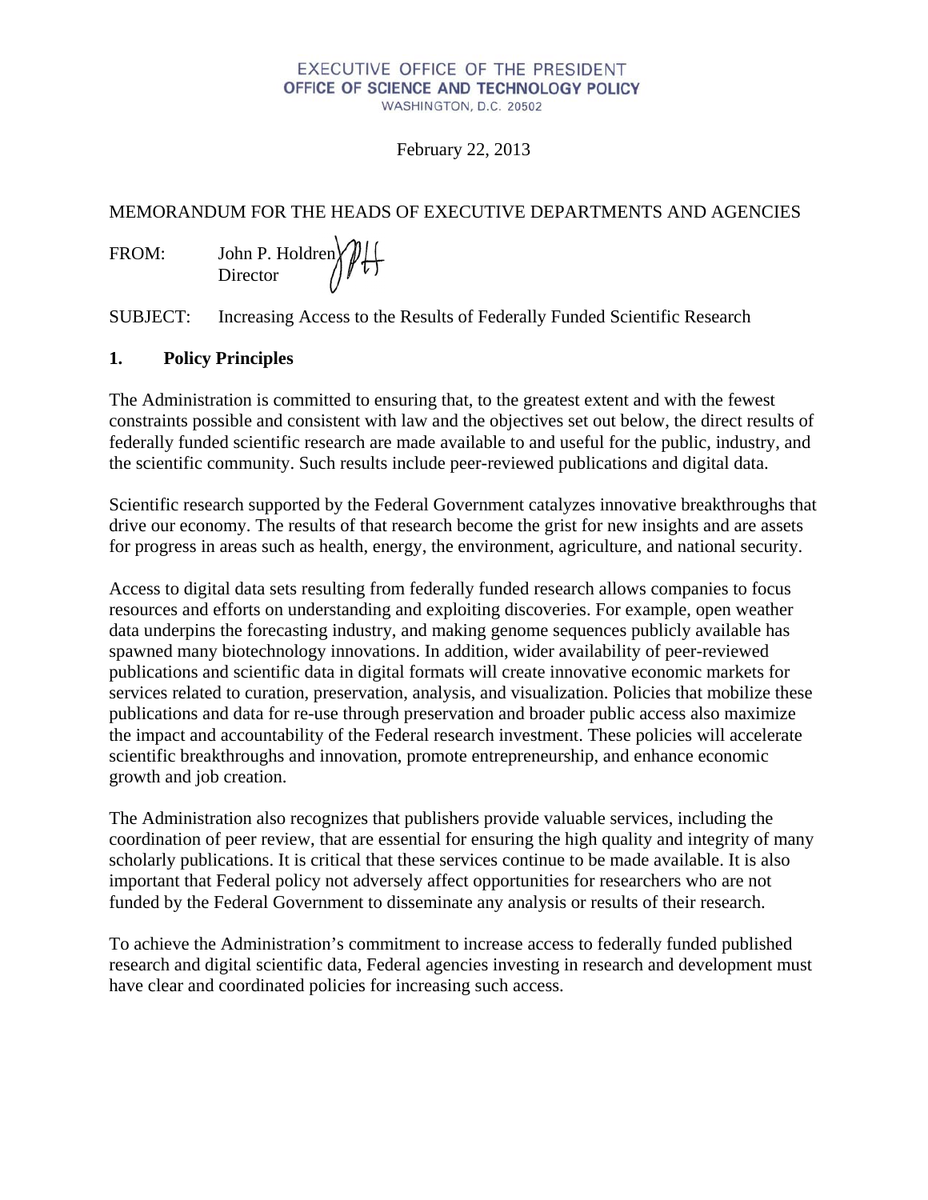EXECUTIVE OFFICE OF THE PRESIDENT
OFFICE OF SCIENCE AND TECHNOLOGY POLICY
WASHINGTON, D.C. 20502

February 22, 2013

MEMORANDUM FOR THE HEADS OF EXECUTIVE DEPARTMENTS AND AGENCIES

FROM: John P. Holdren
Director

SUBJECT: Increasing Access to the Results of Federally Funded Scientific Research

## 1. Policy Principles

The Administration is committed to ensuring that, to the greatest extent and with the fewest constraints possible and consistent with law and the objectives set out below, the direct results of federally funded scientific research are made available to and useful for the public, industry, and the scientific community. Such results include peer-reviewed publications and digital data.

Scientific research supported by the Federal Government catalyzes innovative breakthroughs that drive our economy. The results of that research become the grist for new insights and are assets for progress in areas such as health, energy, the environment, agriculture, and national security.

Access to digital data sets resulting from federally funded research allows companies to focus resources and efforts on understanding and exploiting discoveries. For example, open weather data underpins the forecasting industry, and making genome sequences publicly available has spawned many biotechnology innovations. In addition, wider availability of peer-reviewed publications and scientific data in digital formats will create innovative economic markets for services related to curation, preservation, analysis, and visualization. Policies that mobilize these publications and data for re-use through preservation and broader public access also maximize the impact and accountability of the Federal research investment. These policies will accelerate scientific breakthroughs and innovation, promote entrepreneurship, and enhance economic growth and job creation.

The Administration also recognizes that publishers provide valuable services, including the coordination of peer review, that are essential for ensuring the high quality and integrity of many scholarly publications. It is critical that these services continue to be made available. It is also important that Federal policy not adversely affect opportunities for researchers who are not funded by the Federal Government to disseminate any analysis or results of their research.

To achieve the Administration's commitment to increase access to federally funded published research and digital scientific data, Federal agencies investing in research and development must have clear and coordinated policies for increasing such access.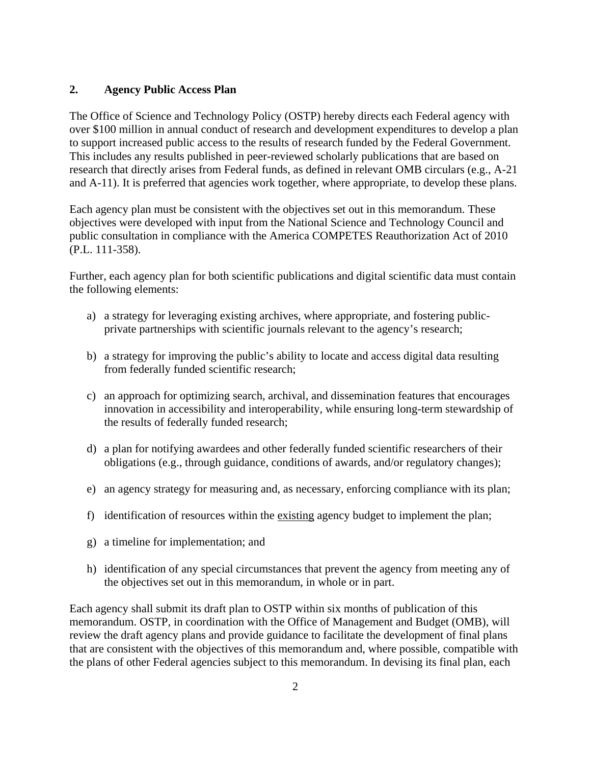## 2. Agency Public Access Plan

The Office of Science and Technology Policy (OSTP) hereby directs each Federal agency with over $100 million in annual conduct of research and development expenditures to develop a plan to support increased public access to the results of research funded by the Federal Government. This includes any results published in peer-reviewed scholarly publications that are based on research that directly arises from Federal funds, as defined in relevant OMB circulars (e.g., A-21 and A-11). It is preferred that agencies work together, where appropriate, to develop these plans.

Each agency plan must be consistent with the objectives set out in this memorandum. These objectives were developed with input from the National Science and Technology Council and public consultation in compliance with the America COMPETES Reauthorization Act of 2010 (P.L. 111-358).

Further, each agency plan for both scientific publications and digital scientific data must contain the following elements:

a) a strategy for leveraging existing archives, where appropriate, and fostering public-private partnerships with scientific journals relevant to the agency's research;

b) a strategy for improving the public's ability to locate and access digital data resulting from federally funded scientific research;

c) an approach for optimizing search, archival, and dissemination features that encourages innovation in accessibility and interoperability, while ensuring long-term stewardship of the results of federally funded research;

d) a plan for notifying awardees and other federally funded scientific researchers of their obligations (e.g., through guidance, conditions of awards, and/or regulatory changes);

e) an agency strategy for measuring and, as necessary, enforcing compliance with its plan;

f) identification of resources within the <u>existing</u> agency budget to implement the plan;

g) a timeline for implementation; and

h) identification of any special circumstances that prevent the agency from meeting any of the objectives set out in this memorandum, in whole or in part.

Each agency shall submit its draft plan to OSTP within six months of publication of this memorandum. OSTP, in coordination with the Office of Management and Budget (OMB), will review the draft agency plans and provide guidance to facilitate the development of final plans that are consistent with the objectives of this memorandum and, where possible, compatible with the plans of other Federal agencies subject to this memorandum. In devising its final plan, each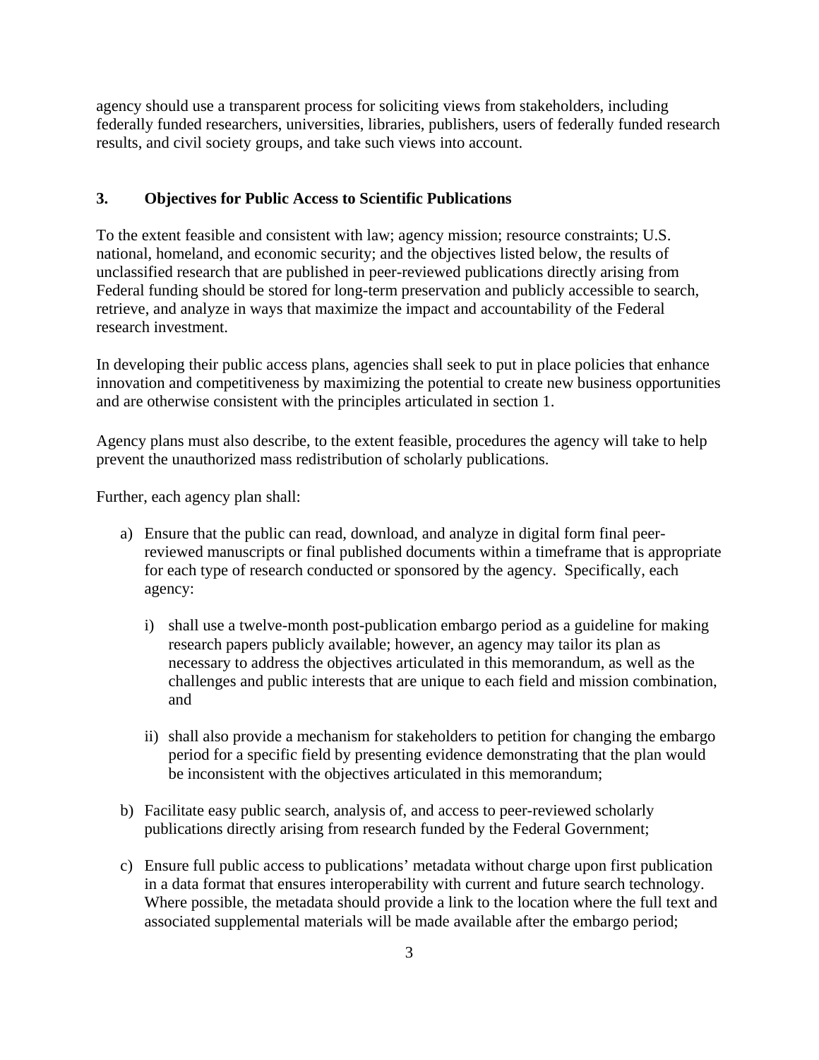agency should use a transparent process for soliciting views from stakeholders, including federally funded researchers, universities, libraries, publishers, users of federally funded research results, and civil society groups, and take such views into account.

## 3. Objectives for Public Access to Scientific Publications

To the extent feasible and consistent with law; agency mission; resource constraints; U.S. national, homeland, and economic security; and the objectives listed below, the results of unclassified research that are published in peer-reviewed publications directly arising from Federal funding should be stored for long-term preservation and publicly accessible to search, retrieve, and analyze in ways that maximize the impact and accountability of the Federal research investment.

In developing their public access plans, agencies shall seek to put in place policies that enhance innovation and competitiveness by maximizing the potential to create new business opportunities and are otherwise consistent with the principles articulated in section 1.

Agency plans must also describe, to the extent feasible, procedures the agency will take to help prevent the unauthorized mass redistribution of scholarly publications.

Further, each agency plan shall:

a) Ensure that the public can read, download, and analyze in digital form final peer-reviewed manuscripts or final published documents within a timeframe that is appropriate for each type of research conducted or sponsored by the agency. Specifically, each agency:

   i) shall use a twelve-month post-publication embargo period as a guideline for making research papers publicly available; however, an agency may tailor its plan as necessary to address the objectives articulated in this memorandum, as well as the challenges and public interests that are unique to each field and mission combination, and

   ii) shall also provide a mechanism for stakeholders to petition for changing the embargo period for a specific field by presenting evidence demonstrating that the plan would be inconsistent with the objectives articulated in this memorandum;

b) Facilitate easy public search, analysis of, and access to peer-reviewed scholarly publications directly arising from research funded by the Federal Government;

c) Ensure full public access to publications' metadata without charge upon first publication in a data format that ensures interoperability with current and future search technology. Where possible, the metadata should provide a link to the location where the full text and associated supplemental materials will be made available after the embargo period;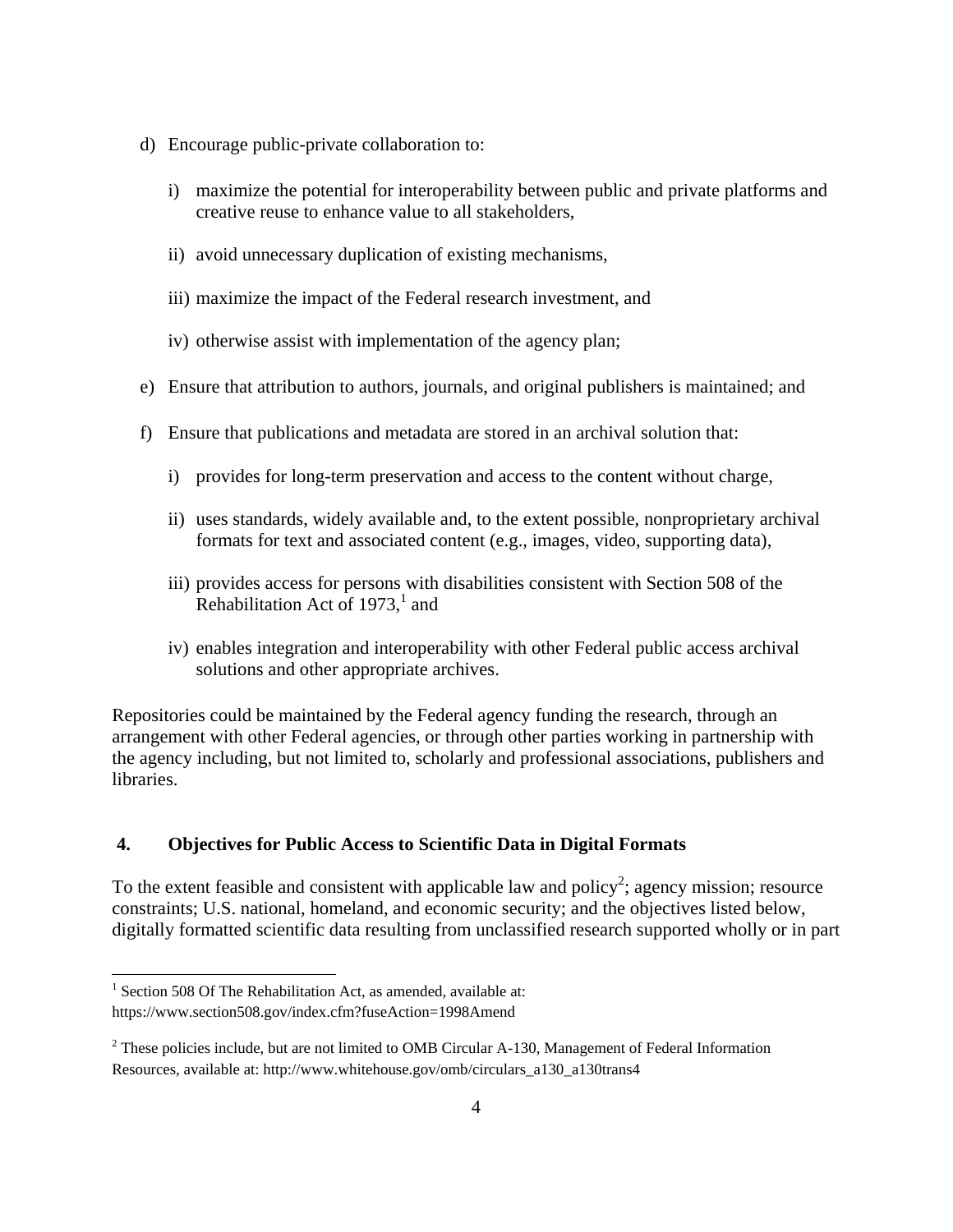d) Encourage public-private collaboration to:

   i) maximize the potential for interoperability between public and private platforms and creative reuse to enhance value to all stakeholders,

   ii) avoid unnecessary duplication of existing mechanisms,

   iii) maximize the impact of the Federal research investment, and

   iv) otherwise assist with implementation of the agency plan;

e) Ensure that attribution to authors, journals, and original publishers is maintained; and

f) Ensure that publications and metadata are stored in an archival solution that:

   i) provides for long-term preservation and access to the content without charge,

   ii) uses standards, widely available and, to the extent possible, nonproprietary archival formats for text and associated content (e.g., images, video, supporting data),

   iii) provides access for persons with disabilities consistent with Section 508 of the Rehabilitation Act of 1973,[1] and

   iv) enables integration and interoperability with other Federal public access archival solutions and other appropriate archives.

Repositories could be maintained by the Federal agency funding the research, through an arrangement with other Federal agencies, or through other parties working in partnership with the agency including, but not limited to, scholarly and professional associations, publishers and libraries.

## 4. Objectives for Public Access to Scientific Data in Digital Formats

To the extent feasible and consistent with applicable law and policy[2]; agency mission; resource constraints; U.S. national, homeland, and economic security; and the objectives listed below, digitally formatted scientific data resulting from unclassified research supported wholly or in part

---

[1] Section 508 Of The Rehabilitation Act, as amended, available at: https://www.section508.gov/index.cfm?fuseAction=1998Amend

[2] These policies include, but are not limited to OMB Circular A-130, Management of Federal Information Resources, available at: http://www.whitehouse.gov/omb/circulars_a130_a130trans4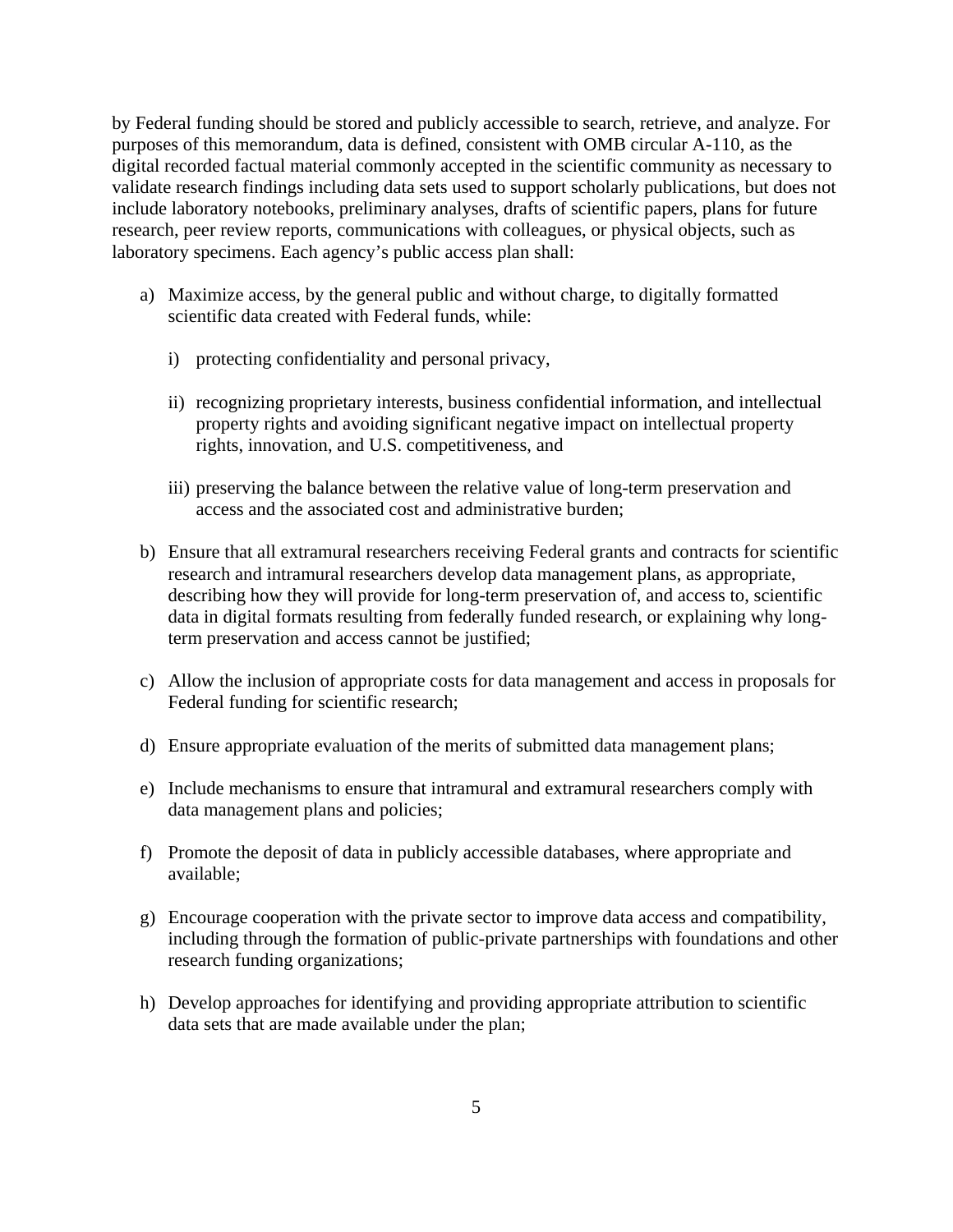by Federal funding should be stored and publicly accessible to search, retrieve, and analyze. For purposes of this memorandum, data is defined, consistent with OMB circular A-110, as the digital recorded factual material commonly accepted in the scientific community as necessary to validate research findings including data sets used to support scholarly publications, but does not include laboratory notebooks, preliminary analyses, drafts of scientific papers, plans for future research, peer review reports, communications with colleagues, or physical objects, such as laboratory specimens. Each agency's public access plan shall:

a) Maximize access, by the general public and without charge, to digitally formatted scientific data created with Federal funds, while:

   i) protecting confidentiality and personal privacy,

   ii) recognizing proprietary interests, business confidential information, and intellectual property rights and avoiding significant negative impact on intellectual property rights, innovation, and U.S. competitiveness, and

   iii) preserving the balance between the relative value of long-term preservation and access and the associated cost and administrative burden;

b) Ensure that all extramural researchers receiving Federal grants and contracts for scientific research and intramural researchers develop data management plans, as appropriate, describing how they will provide for long-term preservation of, and access to, scientific data in digital formats resulting from federally funded research, or explaining why long-term preservation and access cannot be justified;

c) Allow the inclusion of appropriate costs for data management and access in proposals for Federal funding for scientific research;

d) Ensure appropriate evaluation of the merits of submitted data management plans;

e) Include mechanisms to ensure that intramural and extramural researchers comply with data management plans and policies;

f) Promote the deposit of data in publicly accessible databases, where appropriate and available;

g) Encourage cooperation with the private sector to improve data access and compatibility, including through the formation of public-private partnerships with foundations and other research funding organizations;

h) Develop approaches for identifying and providing appropriate attribution to scientific data sets that are made available under the plan;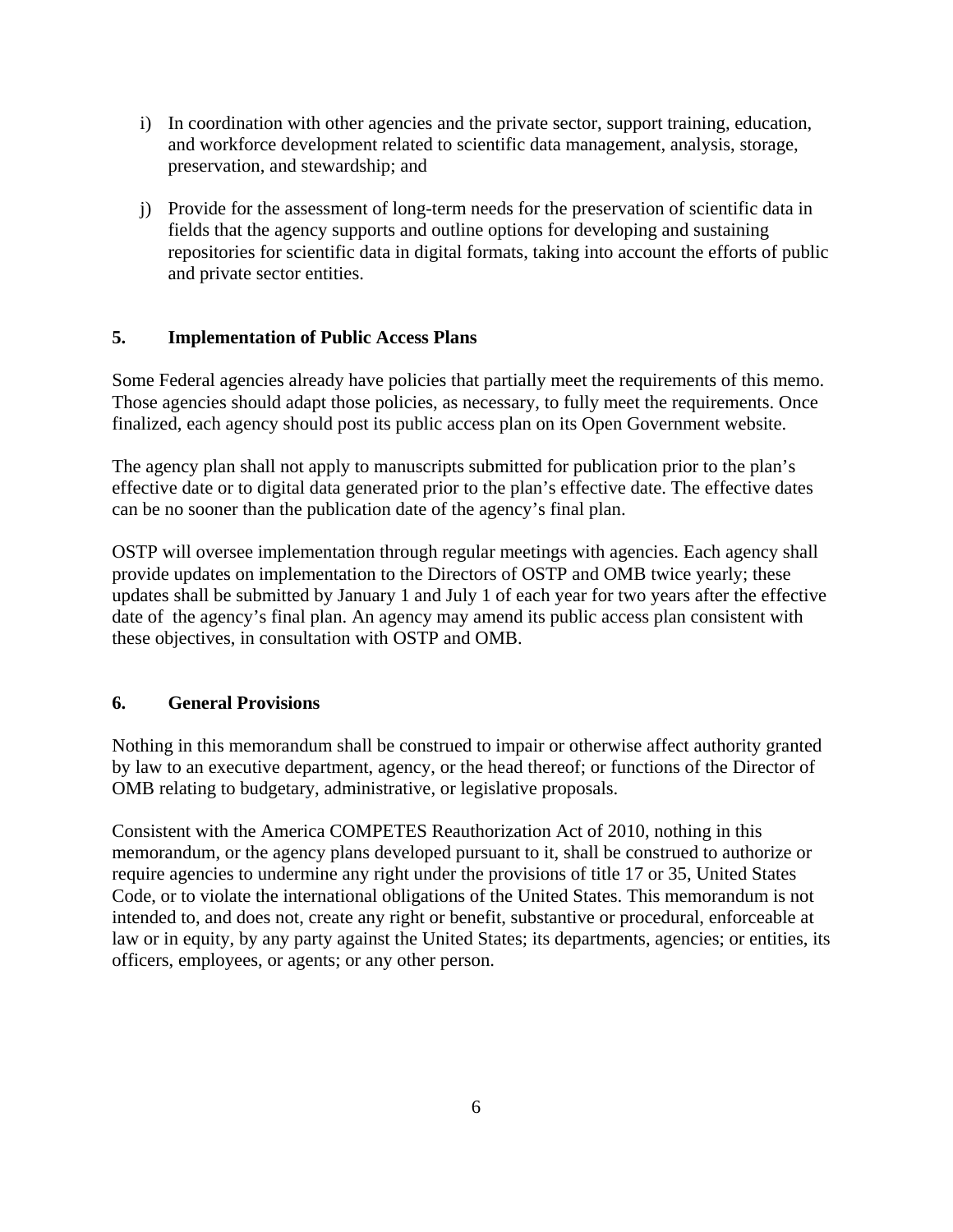i) In coordination with other agencies and the private sector, support training, education, and workforce development related to scientific data management, analysis, storage, preservation, and stewardship; and

j) Provide for the assessment of long-term needs for the preservation of scientific data in fields that the agency supports and outline options for developing and sustaining repositories for scientific data in digital formats, taking into account the efforts of public and private sector entities.

## 5. Implementation of Public Access Plans

Some Federal agencies already have policies that partially meet the requirements of this memo. Those agencies should adapt those policies, as necessary, to fully meet the requirements. Once finalized, each agency should post its public access plan on its Open Government website.

The agency plan shall not apply to manuscripts submitted for publication prior to the plan's effective date or to digital data generated prior to the plan's effective date. The effective dates can be no sooner than the publication date of the agency's final plan.

OSTP will oversee implementation through regular meetings with agencies. Each agency shall provide updates on implementation to the Directors of OSTP and OMB twice yearly; these updates shall be submitted by January 1 and July 1 of each year for two years after the effective date of the agency's final plan. An agency may amend its public access plan consistent with these objectives, in consultation with OSTP and OMB.

## 6. General Provisions

Nothing in this memorandum shall be construed to impair or otherwise affect authority granted by law to an executive department, agency, or the head thereof; or functions of the Director of OMB relating to budgetary, administrative, or legislative proposals.

Consistent with the America COMPETES Reauthorization Act of 2010, nothing in this memorandum, or the agency plans developed pursuant to it, shall be construed to authorize or require agencies to undermine any right under the provisions of title 17 or 35, United States Code, or to violate the international obligations of the United States. This memorandum is not intended to, and does not, create any right or benefit, substantive or procedural, enforceable at law or in equity, by any party against the United States; its departments, agencies; or entities, its officers, employees, or agents; or any other person.